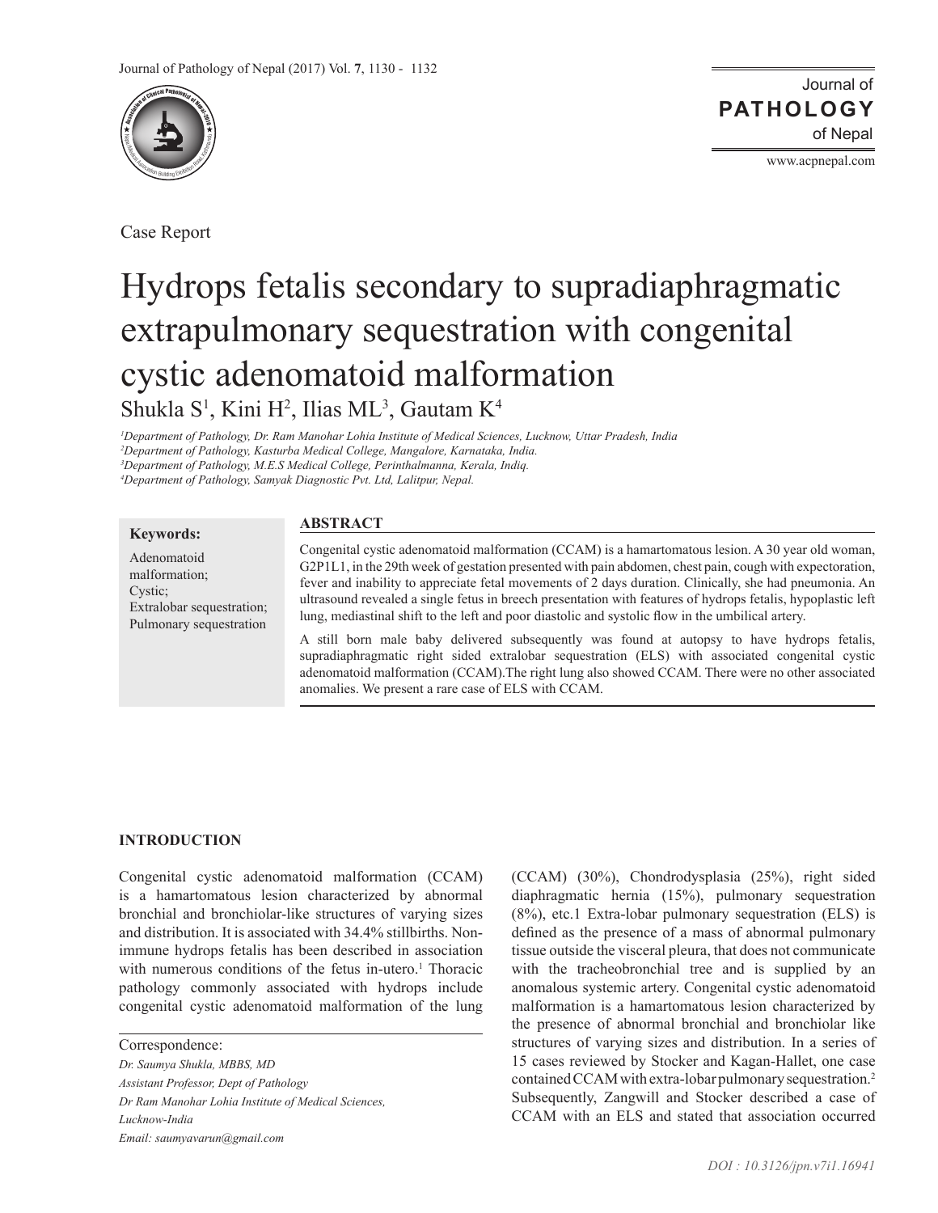Case Report

# Hydrops fetalis secondary to supradiaphragmatic extrapulmonary sequestration with congenital cystic adenomatoid malformation

Shukla S[1], Kini H[2], Ilias ML[3], Gautam K[4]

*[1]Department of Pathology, Dr. Ram Manohar Lohia Institute of Medical Sciences, Lucknow, Uttar Pradesh, India*
*[2]Department of Pathology, Kasturba Medical College, Mangalore, Karnataka, India.*
*[3]Department of Pathology, M.E.S Medical College, Perinthalmanna, Kerala, Indiq.*
*[4]Department of Pathology, Samyak Diagnostic Pvt. Ltd, Lalitpur, Nepal.*

**Keywords:**

Adenomatoid malformation; Cystic; Extralobar sequestration; Pulmonary sequestration

## ABSTRACT

Congenital cystic adenomatoid malformation (CCAM) is a hamartomatous lesion. A 30 year old woman, G2P1L1, in the 29th week of gestation presented with pain abdomen, chest pain, cough with expectoration, fever and inability to appreciate fetal movements of 2 days duration. Clinically, she had pneumonia. An ultrasound revealed a single fetus in breech presentation with features of hydrops fetalis, hypoplastic left lung, mediastinal shift to the left and poor diastolic and systolic flow in the umbilical artery.

A still born male baby delivered subsequently was found at autopsy to have hydrops fetalis, supradiaphragmatic right sided extralobar sequestration (ELS) with associated congenital cystic adenomatoid malformation (CCAM).The right lung also showed CCAM. There were no other associated anomalies. We present a rare case of ELS with CCAM.

## INTRODUCTION

Congenital cystic adenomatoid malformation (CCAM) is a hamartomatous lesion characterized by abnormal bronchial and bronchiolar-like structures of varying sizes and distribution. It is associated with 34.4% stillbirths. Non-immune hydrops fetalis has been described in association with numerous conditions of the fetus in-utero.[1] Thoracic pathology commonly associated with hydrops include congenital cystic adenomatoid malformation of the lung (CCAM) (30%), Chondrodysplasia (25%), right sided diaphragmatic hernia (15%), pulmonary sequestration (8%), etc.1 Extra-lobar pulmonary sequestration (ELS) is defined as the presence of a mass of abnormal pulmonary tissue outside the visceral pleura, that does not communicate with the tracheobronchial tree and is supplied by an anomalous systemic artery. Congenital cystic adenomatoid malformation is a hamartomatous lesion characterized by the presence of abnormal bronchial and bronchiolar like structures of varying sizes and distribution. In a series of 15 cases reviewed by Stocker and Kagan-Hallet, one case contained CCAM with extra-lobar pulmonary sequestration.[2] Subsequently, Zangwill and Stocker described a case of CCAM with an ELS and stated that association occurred

Correspondence:
*Dr. Saumya Shukla, MBBS, MD*
*Assistant Professor, Dept of Pathology*
*Dr Ram Manohar Lohia Institute of Medical Sciences,*
*Lucknow-India*
*Email: saumyavarun@gmail.com*

*DOI : 10.3126/jpn.v7i1.16941*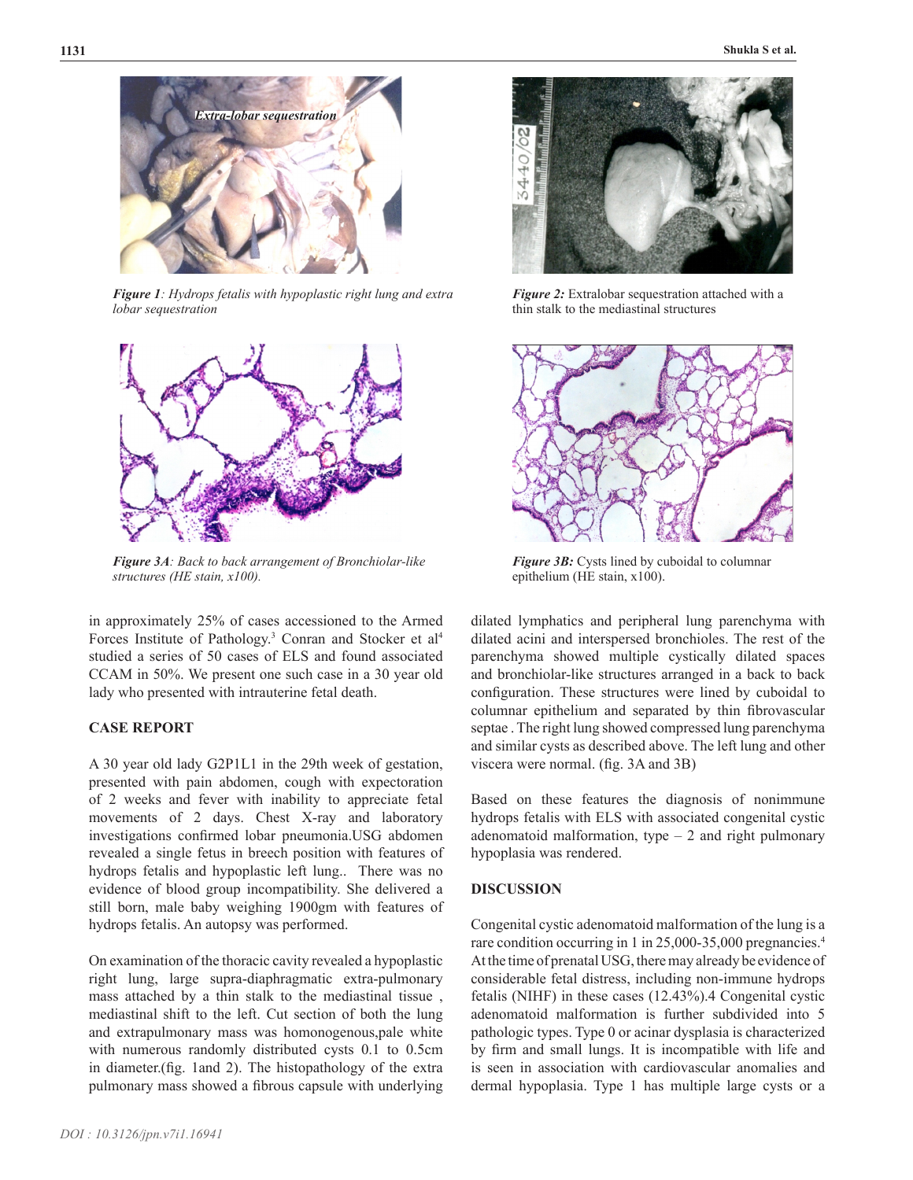*Figure 1: Hydrops fetalis with hypoplastic right lung and extra lobar sequestration*

***Figure 2:*** Extralobar sequestration attached with a thin stalk to the mediastinal structures

*Figure 3A: Back to back arrangement of Bronchiolar-like structures (HE stain, x100).*

***Figure 3B:*** Cysts lined by cuboidal to columnar epithelium (HE stain, x100).

in approximately 25% of cases accessioned to the Armed Forces Institute of Pathology.[3] Conran and Stocker et al[4] studied a series of 50 cases of ELS and found associated CCAM in 50%. We present one such case in a 30 year old lady who presented with intrauterine fetal death.

## CASE REPORT

A 30 year old lady G2P1L1 in the 29th week of gestation, presented with pain abdomen, cough with expectoration of 2 weeks and fever with inability to appreciate fetal movements of 2 days. Chest X-ray and laboratory investigations confirmed lobar pneumonia.USG abdomen revealed a single fetus in breech position with features of hydrops fetalis and hypoplastic left lung.. There was no evidence of blood group incompatibility. She delivered a still born, male baby weighing 1900gm with features of hydrops fetalis. An autopsy was performed.

On examination of the thoracic cavity revealed a hypoplastic right lung, large supra-diaphragmatic extra-pulmonary mass attached by a thin stalk to the mediastinal tissue , mediastinal shift to the left. Cut section of both the lung and extrapulmonary mass was homonogenous,pale white with numerous randomly distributed cysts 0.1 to 0.5cm in diameter.(fig. 1and 2). The histopathology of the extra pulmonary mass showed a fibrous capsule with underlying dilated lymphatics and peripheral lung parenchyma with dilated acini and interspersed bronchioles. The rest of the parenchyma showed multiple cystically dilated spaces and bronchiolar-like structures arranged in a back to back configuration. These structures were lined by cuboidal to columnar epithelium and separated by thin fibrovascular septae . The right lung showed compressed lung parenchyma and similar cysts as described above. The left lung and other viscera were normal. (fig. 3A and 3B)

Based on these features the diagnosis of nonimmune hydrops fetalis with ELS with associated congenital cystic adenomatoid malformation, type – 2 and right pulmonary hypoplasia was rendered.

## DISCUSSION

Congenital cystic adenomatoid malformation of the lung is a rare condition occurring in 1 in 25,000-35,000 pregnancies.[4] At the time of prenatal USG, there may already be evidence of considerable fetal distress, including non-immune hydrops fetalis (NIHF) in these cases (12.43%).4 Congenital cystic adenomatoid malformation is further subdivided into 5 pathologic types. Type 0 or acinar dysplasia is characterized by firm and small lungs. It is incompatible with life and is seen in association with cardiovascular anomalies and dermal hypoplasia. Type 1 has multiple large cysts or a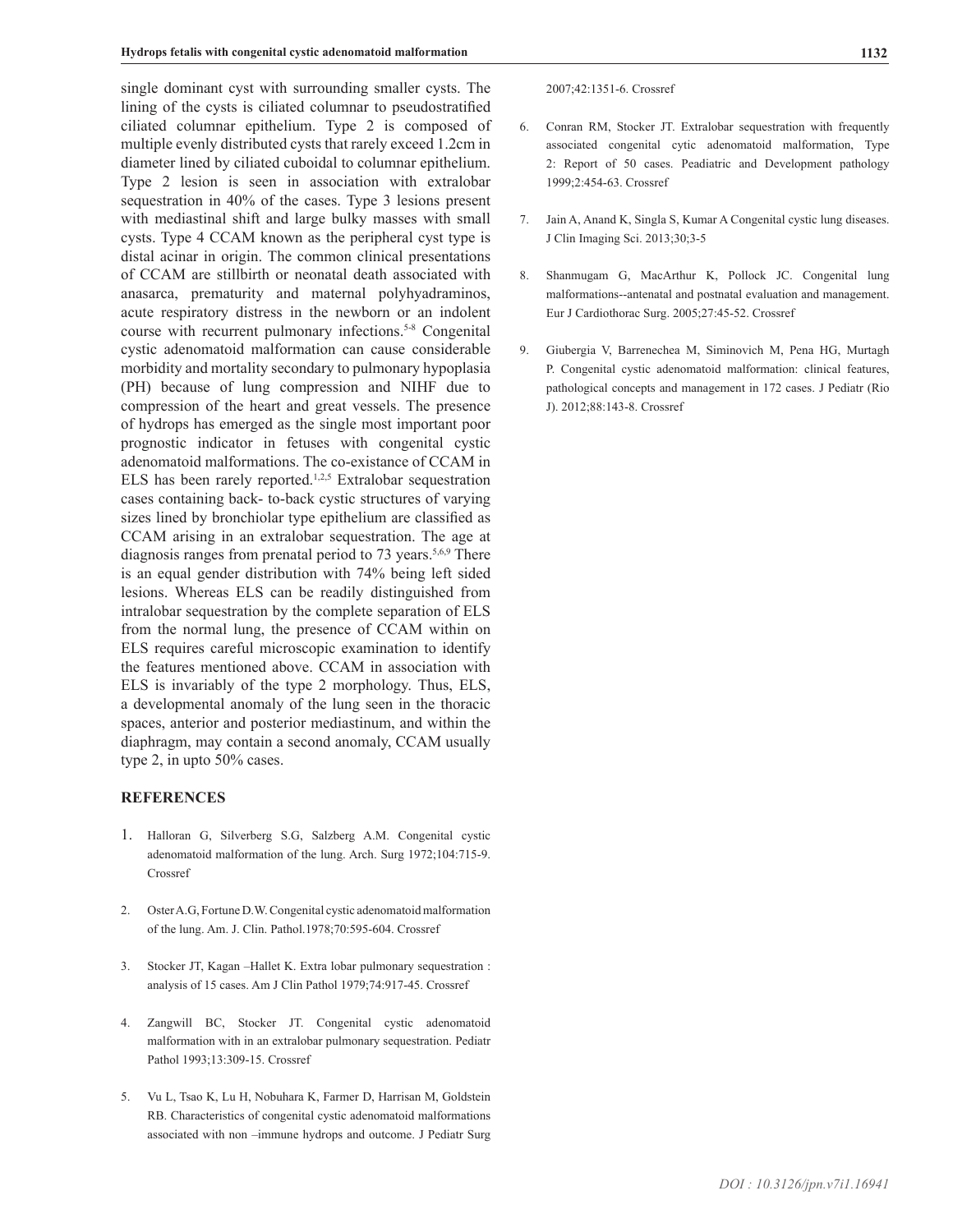single dominant cyst with surrounding smaller cysts. The lining of the cysts is ciliated columnar to pseudostratified ciliated columnar epithelium. Type 2 is composed of multiple evenly distributed cysts that rarely exceed 1.2cm in diameter lined by ciliated cuboidal to columnar epithelium. Type 2 lesion is seen in association with extralobar sequestration in 40% of the cases. Type 3 lesions present with mediastinal shift and large bulky masses with small cysts. Type 4 CCAM known as the peripheral cyst type is distal acinar in origin. The common clinical presentations of CCAM are stillbirth or neonatal death associated with anasarca, prematurity and maternal polyhyadraminos, acute respiratory distress in the newborn or an indolent course with recurrent pulmonary infections.[5-8] Congenital cystic adenomatoid malformation can cause considerable morbidity and mortality secondary to pulmonary hypoplasia (PH) because of lung compression and NIHF due to compression of the heart and great vessels. The presence of hydrops has emerged as the single most important poor prognostic indicator in fetuses with congenital cystic adenomatoid malformations. The co-existance of CCAM in ELS has been rarely reported.[1,2,5] Extralobar sequestration cases containing back- to-back cystic structures of varying sizes lined by bronchiolar type epithelium are classified as CCAM arising in an extralobar sequestration. The age at diagnosis ranges from prenatal period to 73 years.[5,6,9] There is an equal gender distribution with 74% being left sided lesions. Whereas ELS can be readily distinguished from intralobar sequestration by the complete separation of ELS from the normal lung, the presence of CCAM within on ELS requires careful microscopic examination to identify the features mentioned above. CCAM in association with ELS is invariably of the type 2 morphology. Thus, ELS, a developmental anomaly of the lung seen in the thoracic spaces, anterior and posterior mediastinum, and within the diaphragm, may contain a second anomaly, CCAM usually type 2, in upto 50% cases.

## REFERENCES

1. Halloran G, Silverberg S.G, Salzberg A.M. Congenital cystic adenomatoid malformation of the lung. Arch. Surg 1972;104:715-9. Crossref
2. Oster A.G, Fortune D.W. Congenital cystic adenomatoid malformation of the lung. Am. J. Clin. Pathol.1978;70:595-604. Crossref
3. Stocker JT, Kagan –Hallet K. Extra lobar pulmonary sequestration : analysis of 15 cases. Am J Clin Pathol 1979;74:917-45. Crossref
4. Zangwill BC, Stocker JT. Congenital cystic adenomatoid malformation with in an extralobar pulmonary sequestration. Pediatr Pathol 1993;13:309-15. Crossref
5. Vu L, Tsao K, Lu H, Nobuhara K, Farmer D, Harrisan M, Goldstein RB. Characteristics of congenital cystic adenomatoid malformations associated with non –immune hydrops and outcome. J Pediatr Surg 2007;42:1351-6. Crossref
6. Conran RM, Stocker JT. Extralobar sequestration with frequently associated congenital cytic adenomatoid malformation, Type 2: Report of 50 cases. Peadiatric and Development pathology 1999;2:454-63. Crossref
7. Jain A, Anand K, Singla S, Kumar A Congenital cystic lung diseases. J Clin Imaging Sci. 2013;30;3-5
8. Shanmugam G, MacArthur K, Pollock JC. Congenital lung malformations--antenatal and postnatal evaluation and management. Eur J Cardiothorac Surg. 2005;27:45-52. Crossref
9. Giubergia V, Barrenechea M, Siminovich M, Pena HG, Murtagh P. Congenital cystic adenomatoid malformation: clinical features, pathological concepts and management in 172 cases. J Pediatr (Rio J). 2012;88:143-8. Crossref